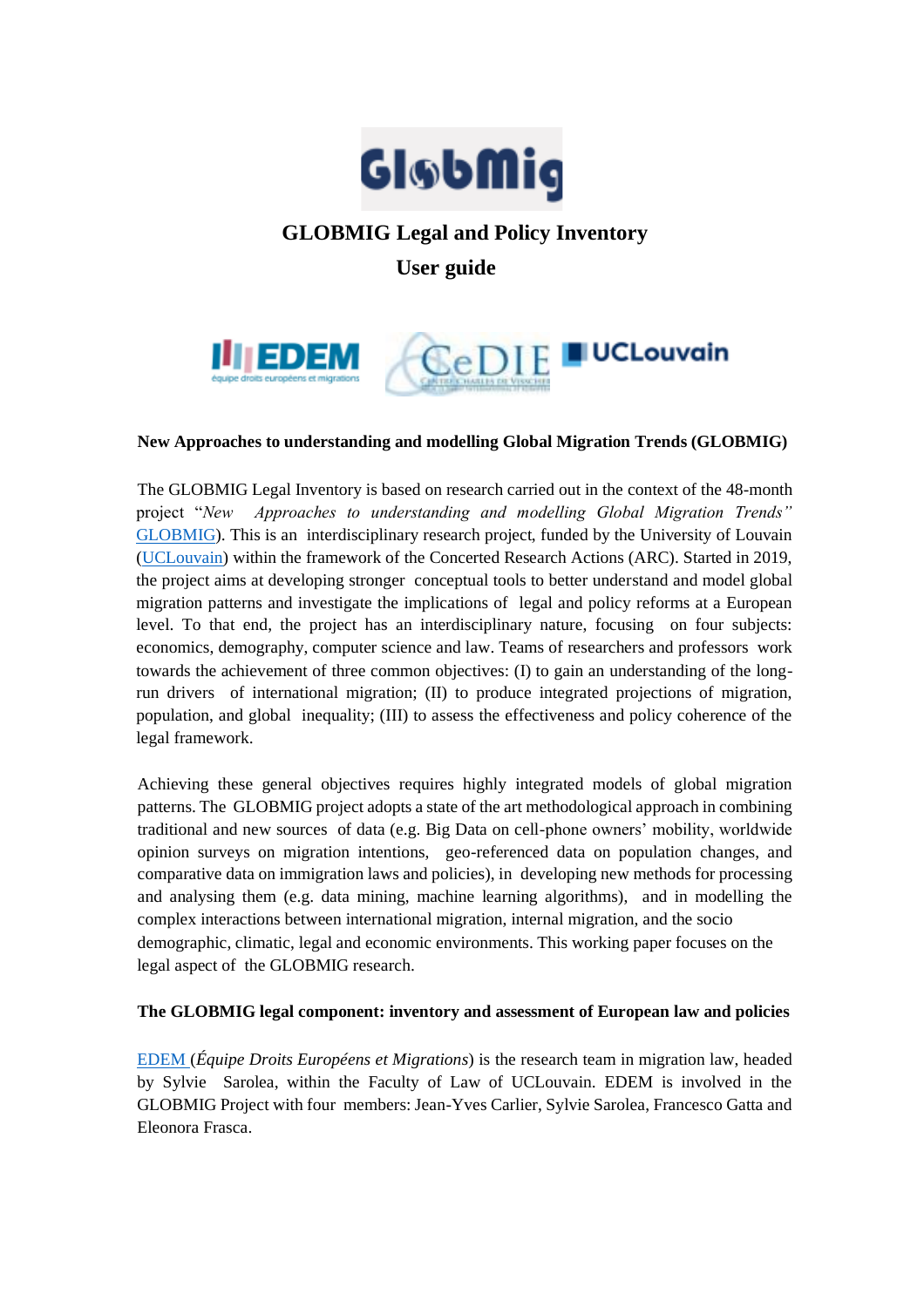# GLOBMIG Legal and Policy Inventory

## User guide

**New Approaches to understanding and modelling Global Migration Trends (GLOBMIG)**

The GLOBMIG Legal Inventory is based on research carried out in the context of the 48-month project "*New Approaches to understanding and modelling Global Migration Trends"* GLOBMIG). This is an interdisciplinary research project, funded by the University of Louvain (UCLouvain) within the framework of the Concerted Research Actions (ARC). Started in 2019, the project aims at developing stronger conceptual tools to better understand and model global migration patterns and investigate the implications of legal and policy reforms at a European level. To that end, the project has an interdisciplinary nature, focusing on four subjects: economics, demography, computer science and law. Teams of researchers and professors work towards the achievement of three common objectives: (I) to gain an understanding of the long-run drivers of international migration; (II) to produce integrated projections of migration, population, and global inequality; (III) to assess the effectiveness and policy coherence of the legal framework.

Achieving these general objectives requires highly integrated models of global migration patterns. The GLOBMIG project adopts a state of the art methodological approach in combining traditional and new sources of data (e.g. Big Data on cell-phone owners' mobility, worldwide opinion surveys on migration intentions, geo-referenced data on population changes, and comparative data on immigration laws and policies), in developing new methods for processing and analysing them (e.g. data mining, machine learning algorithms), and in modelling the complex interactions between international migration, internal migration, and the socio demographic, climatic, legal and economic environments. This working paper focuses on the legal aspect of the GLOBMIG research.

**The GLOBMIG legal component: inventory and assessment of European law and policies**

EDEM (*Équipe Droits Européens et Migrations*) is the research team in migration law, headed by Sylvie Sarolea, within the Faculty of Law of UCLouvain. EDEM is involved in the GLOBMIG Project with four members: Jean-Yves Carlier, Sylvie Sarolea, Francesco Gatta and Eleonora Frasca.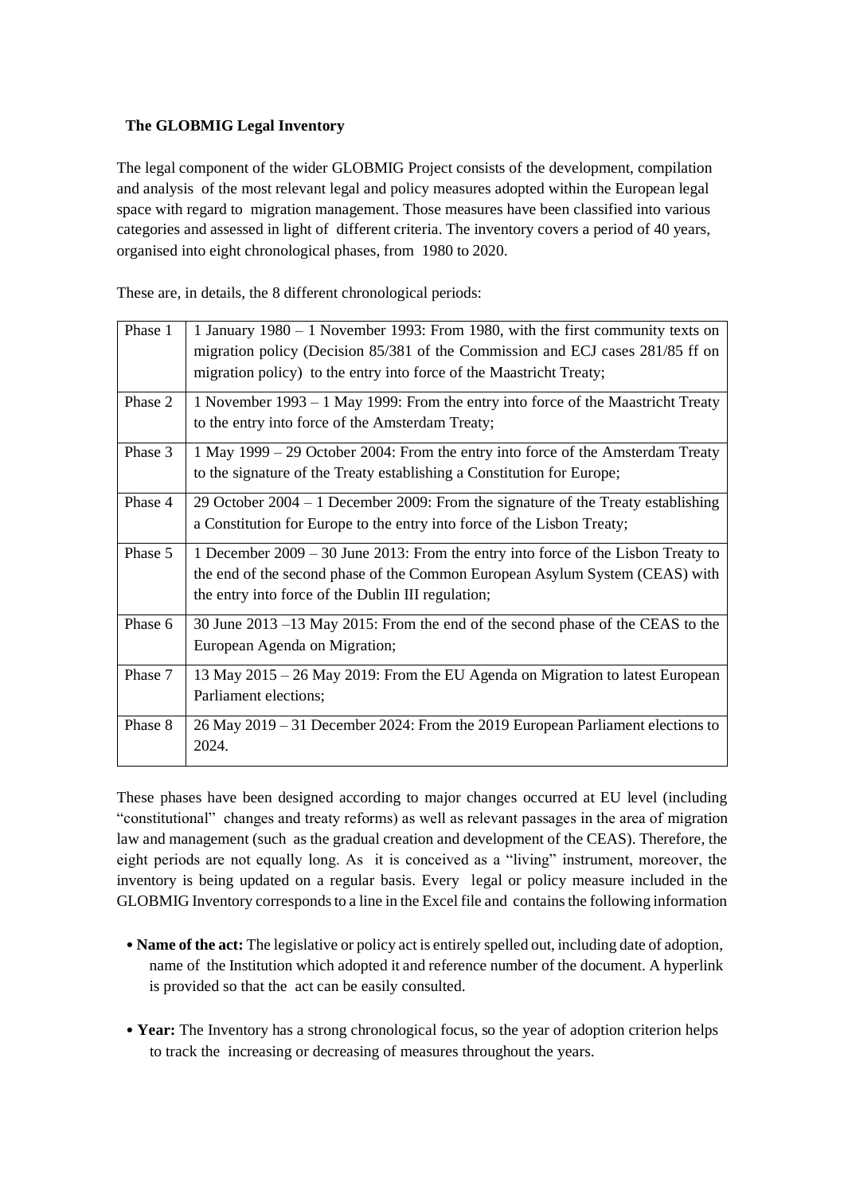**The GLOBMIG Legal Inventory**

The legal component of the wider GLOBMIG Project consists of the development, compilation and analysis of the most relevant legal and policy measures adopted within the European legal space with regard to migration management. Those measures have been classified into various categories and assessed in light of different criteria. The inventory covers a period of 40 years, organised into eight chronological phases, from 1980 to 2020.

These are, in details, the 8 different chronological periods:

| Phase | Period |
|---|---|
| Phase 1 | 1 January 1980 – 1 November 1993: From 1980, with the first community texts on migration policy (Decision 85/381 of the Commission and ECJ cases 281/85 ff on migration policy) to the entry into force of the Maastricht Treaty; |
| Phase 2 | 1 November 1993 – 1 May 1999: From the entry into force of the Maastricht Treaty to the entry into force of the Amsterdam Treaty; |
| Phase 3 | 1 May 1999 – 29 October 2004: From the entry into force of the Amsterdam Treaty to the signature of the Treaty establishing a Constitution for Europe; |
| Phase 4 | 29 October 2004 – 1 December 2009: From the signature of the Treaty establishing a Constitution for Europe to the entry into force of the Lisbon Treaty; |
| Phase 5 | 1 December 2009 – 30 June 2013: From the entry into force of the Lisbon Treaty to the end of the second phase of the Common European Asylum System (CEAS) with the entry into force of the Dublin III regulation; |
| Phase 6 | 30 June 2013 –13 May 2015: From the end of the second phase of the CEAS to the European Agenda on Migration; |
| Phase 7 | 13 May 2015 – 26 May 2019: From the EU Agenda on Migration to latest European Parliament elections; |
| Phase 8 | 26 May 2019 – 31 December 2024: From the 2019 European Parliament elections to 2024. |

These phases have been designed according to major changes occurred at EU level (including "constitutional" changes and treaty reforms) as well as relevant passages in the area of migration law and management (such as the gradual creation and development of the CEAS). Therefore, the eight periods are not equally long. As it is conceived as a "living" instrument, moreover, the inventory is being updated on a regular basis. Every legal or policy measure included in the GLOBMIG Inventory corresponds to a line in the Excel file and contains the following information

- **Name of the act:** The legislative or policy act is entirely spelled out, including date of adoption, name of the Institution which adopted it and reference number of the document. A hyperlink is provided so that the act can be easily consulted.

- **Year:** The Inventory has a strong chronological focus, so the year of adoption criterion helps to track the increasing or decreasing of measures throughout the years.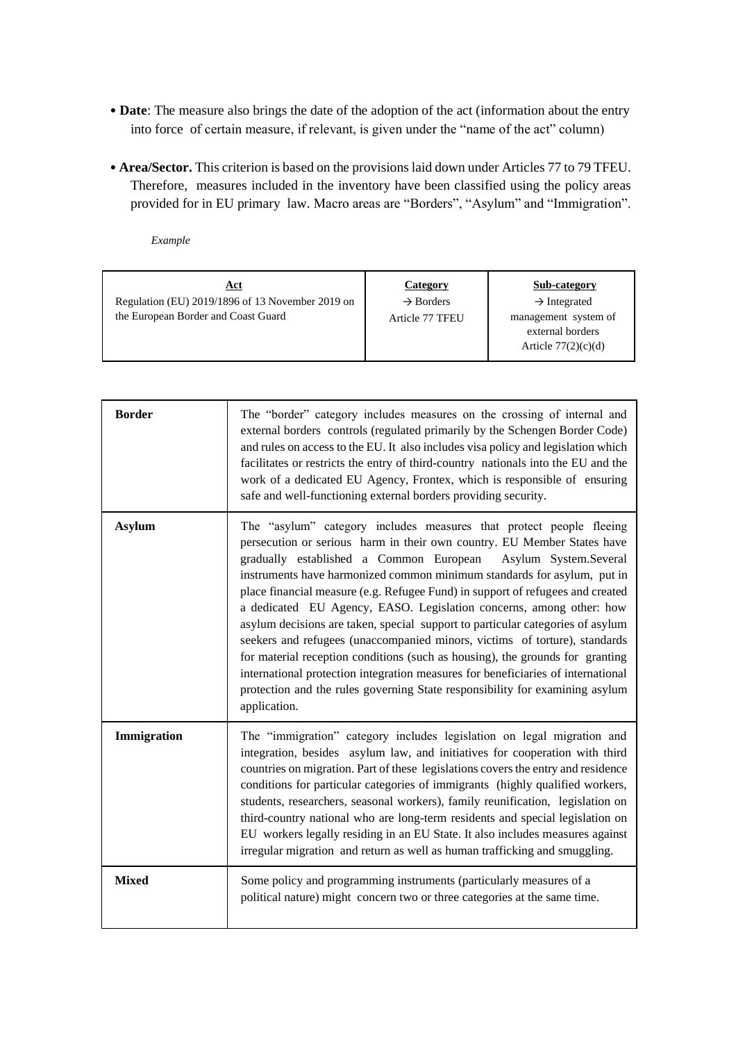- **Date**: The measure also brings the date of the adoption of the act (information about the entry into force of certain measure, if relevant, is given under the "name of the act" column)

- **Area/Sector.** This criterion is based on the provisions laid down under Articles 77 to 79 TFEU. Therefore, measures included in the inventory have been classified using the policy areas provided for in EU primary law. Macro areas are "Borders", "Asylum" and "Immigration".

*Example*

| <u>Act</u> | <u>Category</u> | <u>Sub-category</u> |
|---|---|---|
| Regulation (EU) 2019/1896 of 13 November 2019 on the European Border and Coast Guard | → Borders<br>Article 77 TFEU | → Integrated management system of external borders<br>Article 77(2)(c)(d) |

| | |
|---|---|
| **Border** | The "border" category includes measures on the crossing of internal and external borders controls (regulated primarily by the Schengen Border Code) and rules on access to the EU. It also includes visa policy and legislation which facilitates or restricts the entry of third-country nationals into the EU and the work of a dedicated EU Agency, Frontex, which is responsible of ensuring safe and well-functioning external borders providing security. |
| **Asylum** | The "asylum" category includes measures that protect people fleeing persecution or serious harm in their own country. EU Member States have gradually established a Common European Asylum System.Several instruments have harmonized common minimum standards for asylum, put in place financial measure (e.g. Refugee Fund) in support of refugees and created a dedicated EU Agency, EASO. Legislation concerns, among other: how asylum decisions are taken, special support to particular categories of asylum seekers and refugees (unaccompanied minors, victims of torture), standards for material reception conditions (such as housing), the grounds for granting international protection integration measures for beneficiaries of international protection and the rules governing State responsibility for examining asylum application. |
| **Immigration** | The "immigration" category includes legislation on legal migration and integration, besides asylum law, and initiatives for cooperation with third countries on migration. Part of these legislations covers the entry and residence conditions for particular categories of immigrants (highly qualified workers, students, researchers, seasonal workers), family reunification, legislation on third-country national who are long-term residents and special legislation on EU workers legally residing in an EU State. It also includes measures against irregular migration and return as well as human trafficking and smuggling. |
| **Mixed** | Some policy and programming instruments (particularly measures of a political nature) might concern two or three categories at the same time. |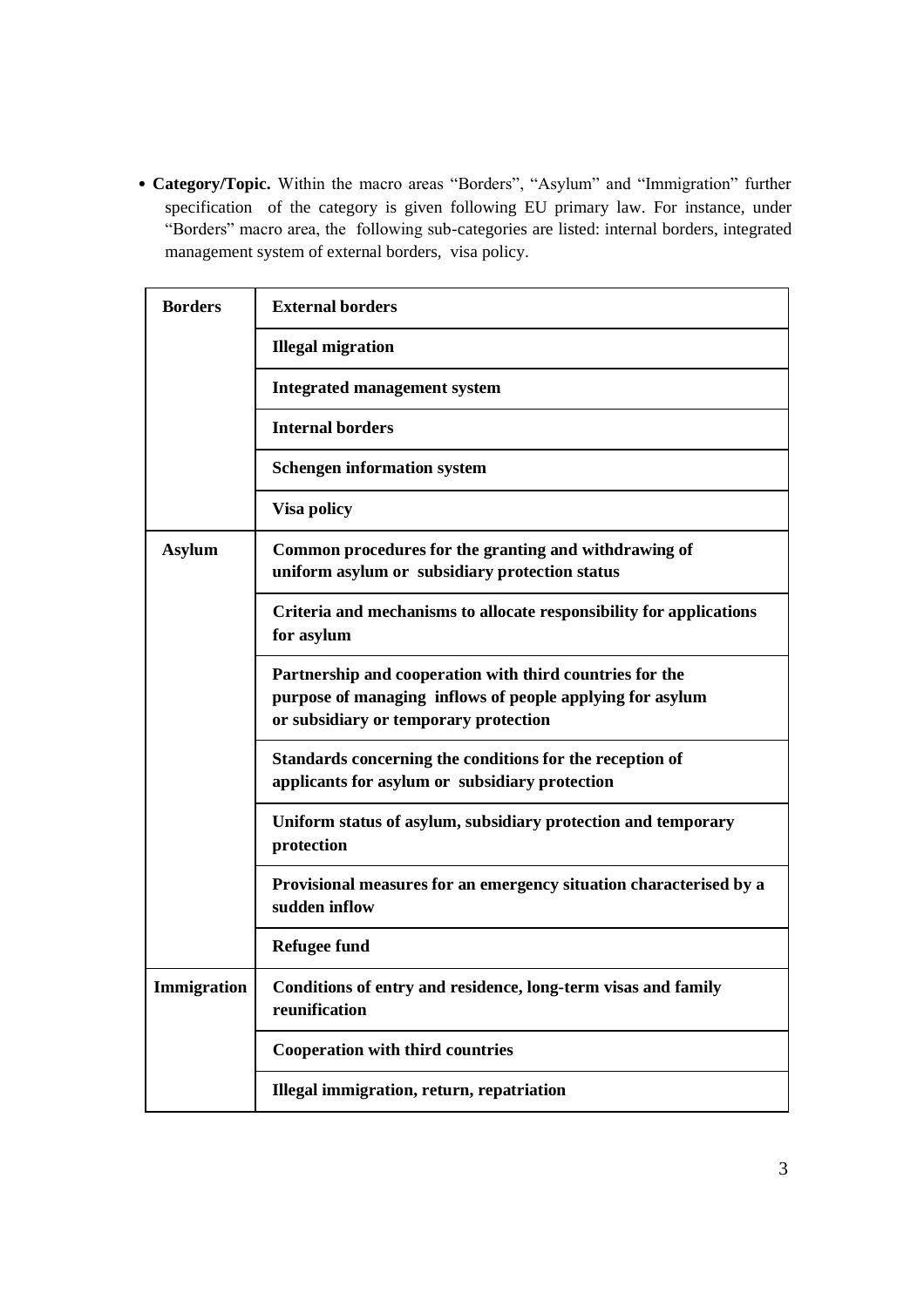- **Category/Topic.** Within the macro areas "Borders", "Asylum" and "Immigration" further specification of the category is given following EU primary law. For instance, under "Borders" macro area, the following sub-categories are listed: internal borders, integrated management system of external borders, visa policy.

| | |
|---|---|
| **Borders** | **External borders** |
| | **Illegal migration** |
| | **Integrated management system** |
| | **Internal borders** |
| | **Schengen information system** |
| | **Visa policy** |
| **Asylum** | **Common procedures for the granting and withdrawing of uniform asylum or subsidiary protection status** |
| | **Criteria and mechanisms to allocate responsibility for applications for asylum** |
| | **Partnership and cooperation with third countries for the purpose of managing inflows of people applying for asylum or subsidiary or temporary protection** |
| | **Standards concerning the conditions for the reception of applicants for asylum or subsidiary protection** |
| | **Uniform status of asylum, subsidiary protection and temporary protection** |
| | **Provisional measures for an emergency situation characterised by a sudden inflow** |
| | **Refugee fund** |
| **Immigration** | **Conditions of entry and residence, long-term visas and family reunification** |
| | **Cooperation with third countries** |
| | **Illegal immigration, return, repatriation** |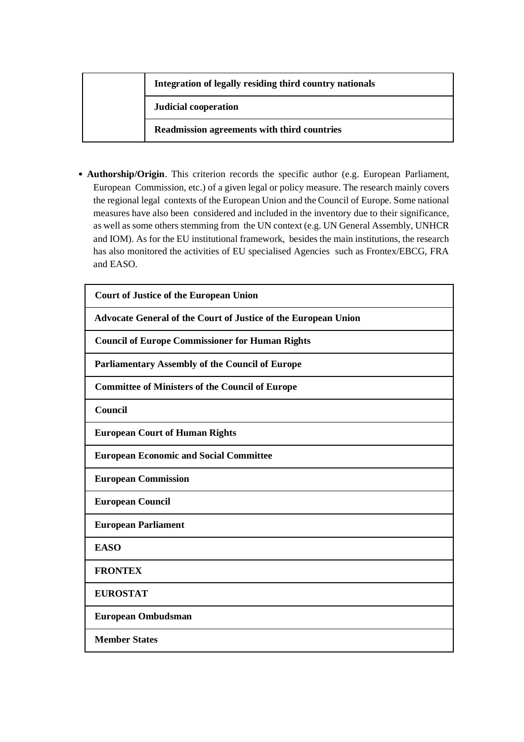| | |
|---|---|
| | **Integration of legally residing third country nationals** |
| | **Judicial cooperation** |
| | **Readmission agreements with third countries** |

- **Authorship/Origin**. This criterion records the specific author (e.g. European Parliament, European Commission, etc.) of a given legal or policy measure. The research mainly covers the regional legal contexts of the European Union and the Council of Europe. Some national measures have also been considered and included in the inventory due to their significance, as well as some others stemming from the UN context (e.g. UN General Assembly, UNHCR and IOM). As for the EU institutional framework, besides the main institutions, the research has also monitored the activities of EU specialised Agencies such as Frontex/EBCG, FRA and EASO.

| |
|---|
| **Court of Justice of the European Union** |
| **Advocate General of the Court of Justice of the European Union** |
| **Council of Europe Commissioner for Human Rights** |
| **Parliamentary Assembly of the Council of Europe** |
| **Committee of Ministers of the Council of Europe** |
| **Council** |
| **European Court of Human Rights** |
| **European Economic and Social Committee** |
| **European Commission** |
| **European Council** |
| **European Parliament** |
| **EASO** |
| **FRONTEX** |
| **EUROSTAT** |
| **European Ombudsman** |
| **Member States** |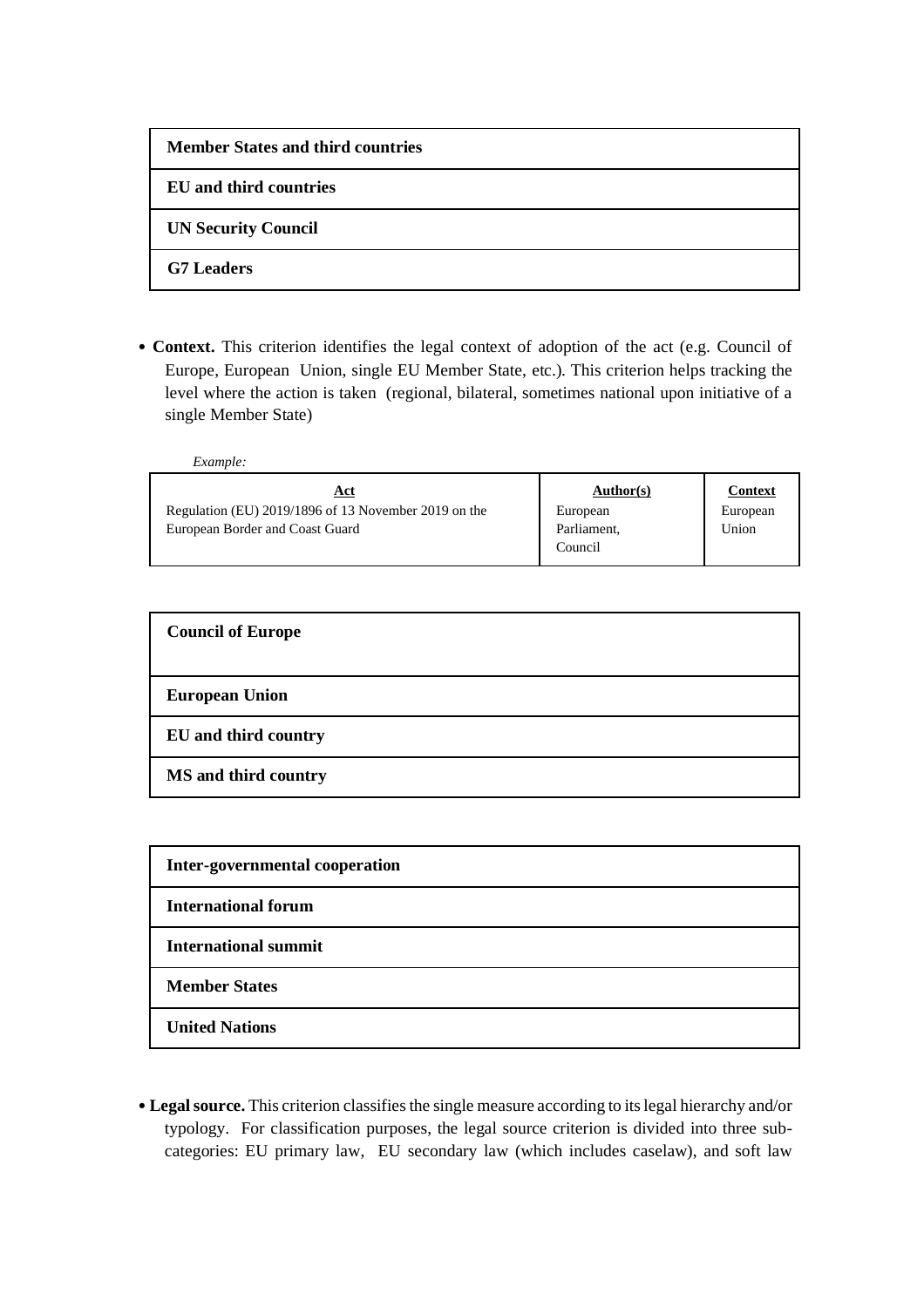| **Member States and third countries** |
|---|
| **EU and third countries** |
| **UN Security Council** |
| **G7 Leaders** |

- **Context.** This criterion identifies the legal context of adoption of the act (e.g. Council of Europe, European Union, single EU Member State, etc.). This criterion helps tracking the level where the action is taken (regional, bilateral, sometimes national upon initiative of a single Member State)

*Example:*

| Act | Author(s) | Context |
|---|---|---|
| Regulation (EU) 2019/1896 of 13 November 2019 on the European Border and Coast Guard | European Parliament, Council | European Union |

| **Council of Europe** |
|---|
| **European Union** |
| **EU and third country** |
| **MS and third country** |

| **Inter-governmental cooperation** |
|---|
| **International forum** |
| **International summit** |
| **Member States** |
| **United Nations** |

- **Legal source.** This criterion classifies the single measure according to its legal hierarchy and/or typology. For classification purposes, the legal source criterion is divided into three sub-categories: EU primary law, EU secondary law (which includes caselaw), and soft law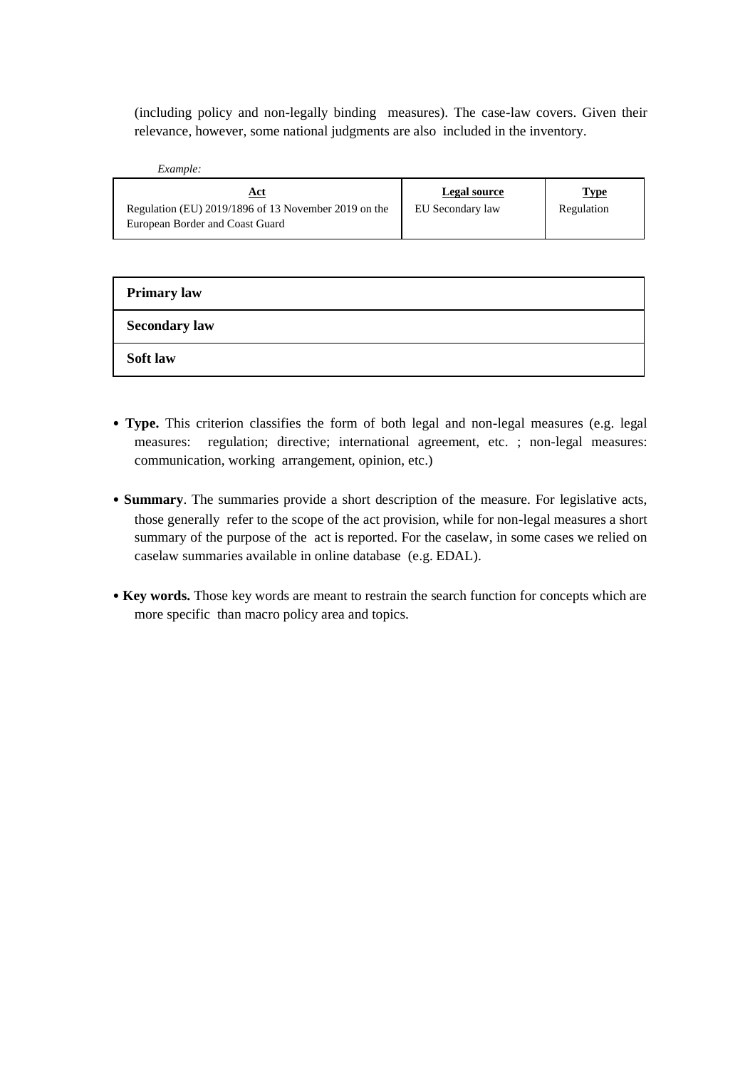(including policy and non-legally binding measures). The case-law covers. Given their relevance, however, some national judgments are also included in the inventory.

*Example:*

| Act | Legal source | Type |
|---|---|---|
| Regulation (EU) 2019/1896 of 13 November 2019 on the European Border and Coast Guard | EU Secondary law | Regulation |

| |
|---|
| **Primary law** |
| **Secondary law** |
| **Soft law** |

- **Type.** This criterion classifies the form of both legal and non-legal measures (e.g. legal measures: regulation; directive; international agreement, etc. ; non-legal measures: communication, working arrangement, opinion, etc.)

- **Summary**. The summaries provide a short description of the measure. For legislative acts, those generally refer to the scope of the act provision, while for non-legal measures a short summary of the purpose of the act is reported. For the caselaw, in some cases we relied on caselaw summaries available in online database (e.g. EDAL).

- **Key words.** Those key words are meant to restrain the search function for concepts which are more specific than macro policy area and topics.